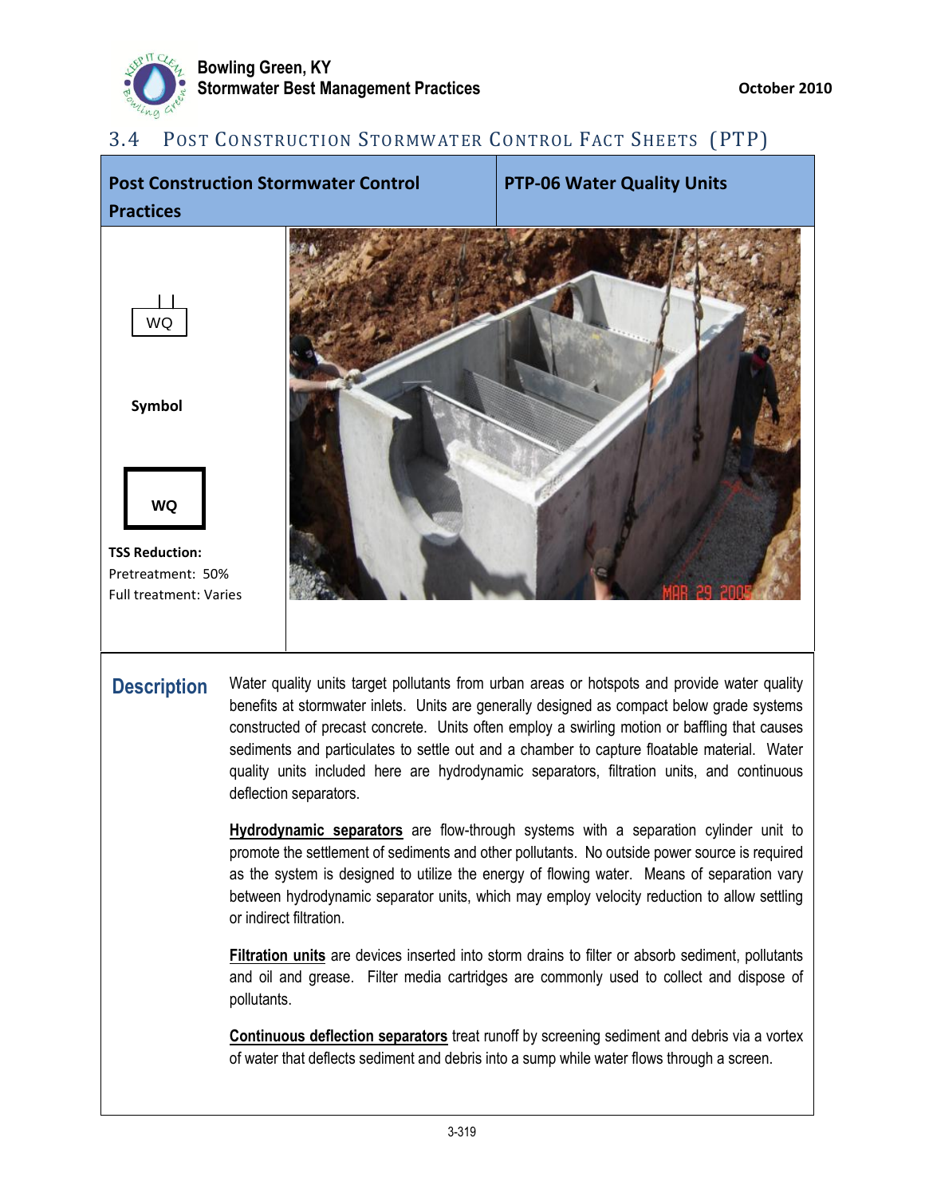## 3.4 Post Construction Stormwater Control Fact Sheets (PTP)

| Post Construction Stormwater Control Practices | PTP-06 Water Quality Units |
|---|---|

WQ

**Symbol**

**WQ**

**TSS Reduction:**
Pretreatment: 50%
Full treatment: Varies

### Description

Water quality units target pollutants from urban areas or hotspots and provide water quality benefits at stormwater inlets. Units are generally designed as compact below grade systems constructed of precast concrete. Units often employ a swirling motion or baffling that causes sediments and particulates to settle out and a chamber to capture floatable material. Water quality units included here are hydrodynamic separators, filtration units, and continuous deflection separators.

**Hydrodynamic separators** are flow-through systems with a separation cylinder unit to promote the settlement of sediments and other pollutants. No outside power source is required as the system is designed to utilize the energy of flowing water. Means of separation vary between hydrodynamic separator units, which may employ velocity reduction to allow settling or indirect filtration.

**Filtration units** are devices inserted into storm drains to filter or absorb sediment, pollutants and oil and grease. Filter media cartridges are commonly used to collect and dispose of pollutants.

**Continuous deflection separators** treat runoff by screening sediment and debris via a vortex of water that deflects sediment and debris into a sump while water flows through a screen.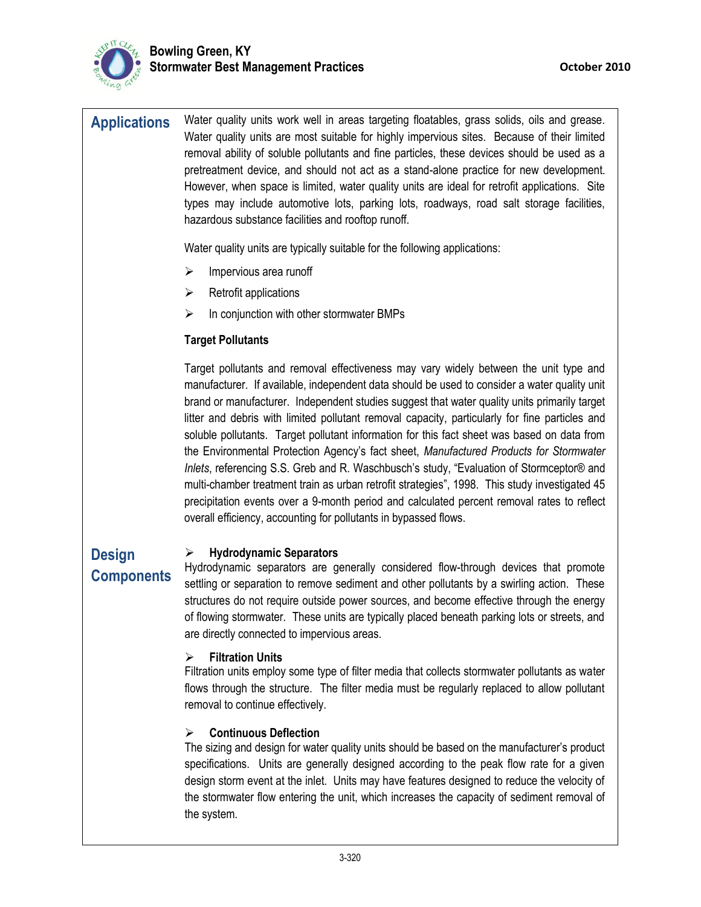## Applications

Water quality units work well in areas targeting floatables, grass solids, oils and grease. Water quality units are most suitable for highly impervious sites. Because of their limited removal ability of soluble pollutants and fine particles, these devices should be used as a pretreatment device, and should not act as a stand-alone practice for new development. However, when space is limited, water quality units are ideal for retrofit applications. Site types may include automotive lots, parking lots, roadways, road salt storage facilities, hazardous substance facilities and rooftop runoff.

Water quality units are typically suitable for the following applications:

- Impervious area runoff
- Retrofit applications
- In conjunction with other stormwater BMPs

**Target Pollutants**

Target pollutants and removal effectiveness may vary widely between the unit type and manufacturer. If available, independent data should be used to consider a water quality unit brand or manufacturer. Independent studies suggest that water quality units primarily target litter and debris with limited pollutant removal capacity, particularly for fine particles and soluble pollutants. Target pollutant information for this fact sheet was based on data from the Environmental Protection Agency's fact sheet, *Manufactured Products for Stormwater Inlets*, referencing S.S. Greb and R. Waschbusch's study, "Evaluation of Stormceptor® and multi-chamber treatment train as urban retrofit strategies", 1998. This study investigated 45 precipitation events over a 9-month period and calculated percent removal rates to reflect overall efficiency, accounting for pollutants in bypassed flows.

## Design Components

- **Hydrodynamic Separators**

Hydrodynamic separators are generally considered flow-through devices that promote settling or separation to remove sediment and other pollutants by a swirling action. These structures do not require outside power sources, and become effective through the energy of flowing stormwater. These units are typically placed beneath parking lots or streets, and are directly connected to impervious areas.

- **Filtration Units**

Filtration units employ some type of filter media that collects stormwater pollutants as water flows through the structure. The filter media must be regularly replaced to allow pollutant removal to continue effectively.

- **Continuous Deflection**

The sizing and design for water quality units should be based on the manufacturer's product specifications. Units are generally designed according to the peak flow rate for a given design storm event at the inlet. Units may have features designed to reduce the velocity of the stormwater flow entering the unit, which increases the capacity of sediment removal of the system.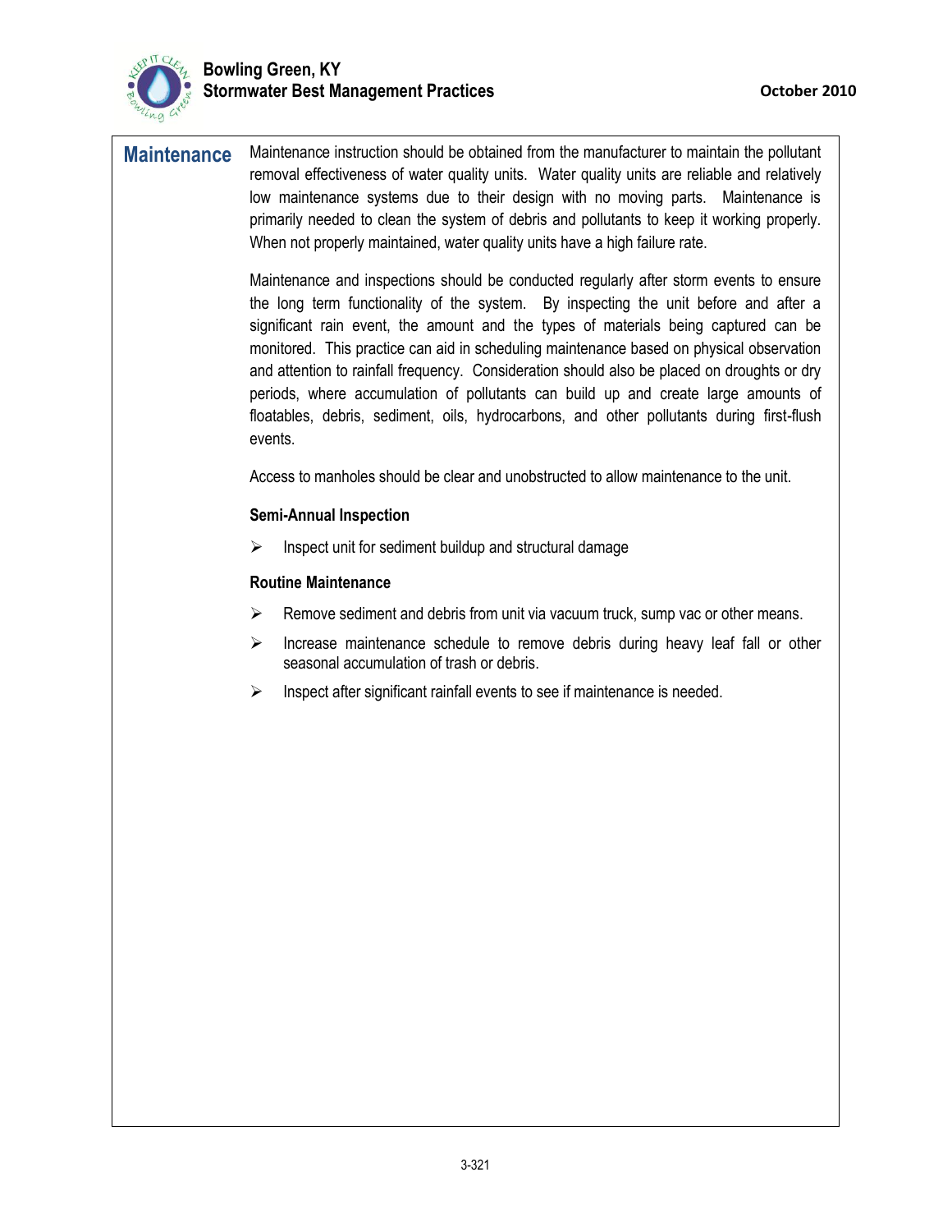## Maintenance

Maintenance instruction should be obtained from the manufacturer to maintain the pollutant removal effectiveness of water quality units. Water quality units are reliable and relatively low maintenance systems due to their design with no moving parts. Maintenance is primarily needed to clean the system of debris and pollutants to keep it working properly. When not properly maintained, water quality units have a high failure rate.

Maintenance and inspections should be conducted regularly after storm events to ensure the long term functionality of the system. By inspecting the unit before and after a significant rain event, the amount and the types of materials being captured can be monitored. This practice can aid in scheduling maintenance based on physical observation and attention to rainfall frequency. Consideration should also be placed on droughts or dry periods, where accumulation of pollutants can build up and create large amounts of floatables, debris, sediment, oils, hydrocarbons, and other pollutants during first-flush events.

Access to manholes should be clear and unobstructed to allow maintenance to the unit.

**Semi-Annual Inspection**

- Inspect unit for sediment buildup and structural damage

**Routine Maintenance**

- Remove sediment and debris from unit via vacuum truck, sump vac or other means.
- Increase maintenance schedule to remove debris during heavy leaf fall or other seasonal accumulation of trash or debris.
- Inspect after significant rainfall events to see if maintenance is needed.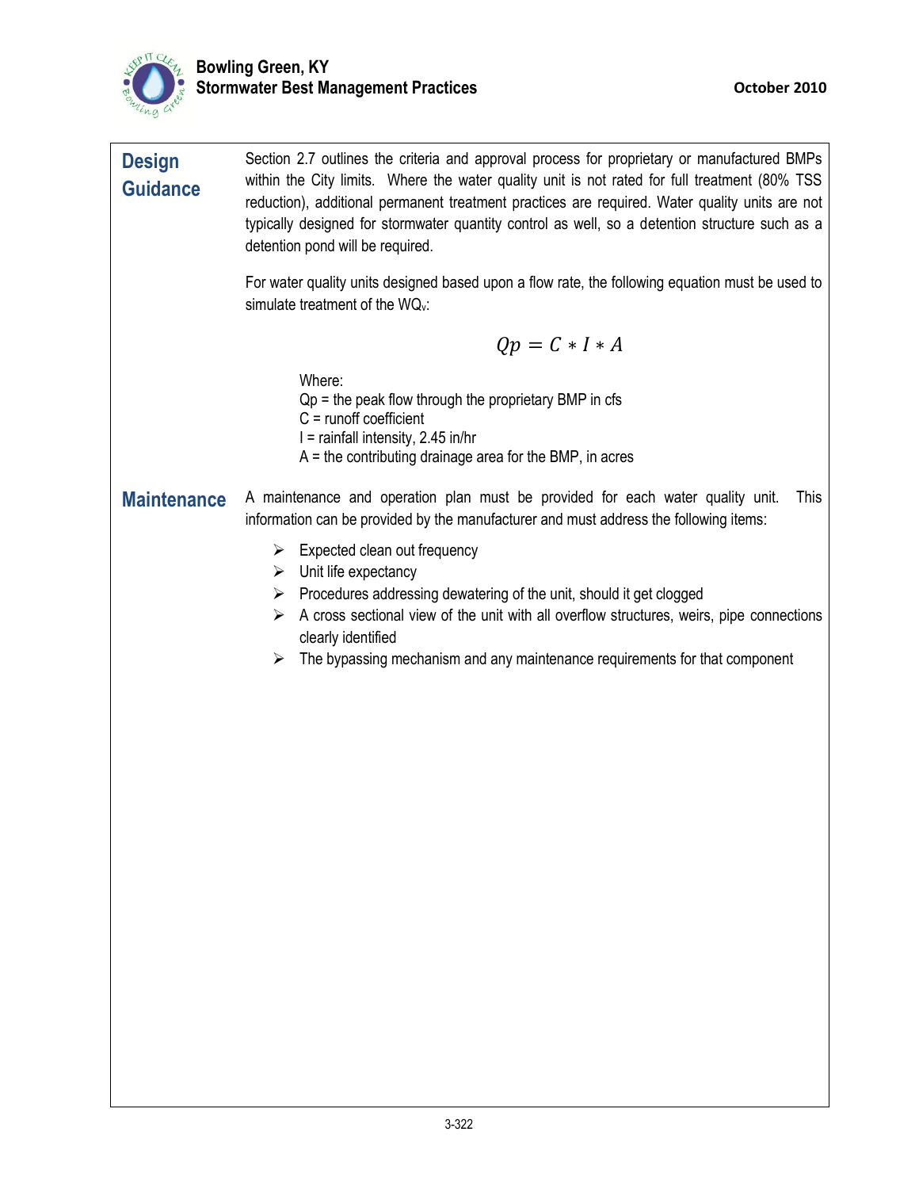## Design Guidance

Section 2.7 outlines the criteria and approval process for proprietary or manufactured BMPs within the City limits. Where the water quality unit is not rated for full treatment (80% TSS reduction), additional permanent treatment practices are required. Water quality units are not typically designed for stormwater quantity control as well, so a detention structure such as a detention pond will be required.

For water quality units designed based upon a flow rate, the following equation must be used to simulate treatment of the $WQ_v$:

$$Qp = C * I * A$$

Where:
Qp = the peak flow through the proprietary BMP in cfs
C = runoff coefficient
I = rainfall intensity, 2.45 in/hr
A = the contributing drainage area for the BMP, in acres

## Maintenance

A maintenance and operation plan must be provided for each water quality unit. This information can be provided by the manufacturer and must address the following items:

- Expected clean out frequency
- Unit life expectancy
- Procedures addressing dewatering of the unit, should it get clogged
- A cross sectional view of the unit with all overflow structures, weirs, pipe connections clearly identified
- The bypassing mechanism and any maintenance requirements for that component